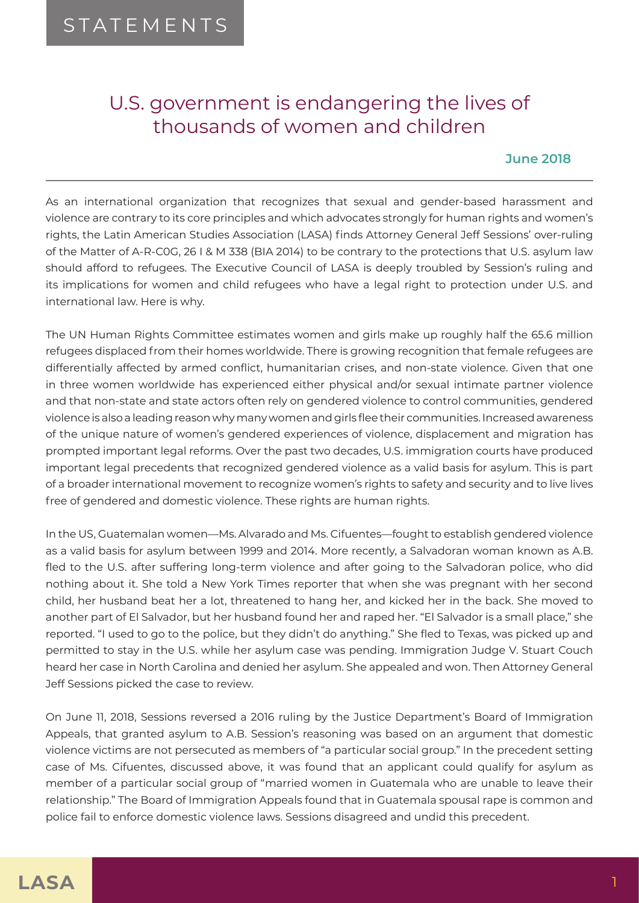STATEMENTS

# U.S. government is endangering the lives of thousands of women and children

**June 2018**

---

As an international organization that recognizes that sexual and gender-based harassment and violence are contrary to its core principles and which advocates strongly for human rights and women's rights, the Latin American Studies Association (LASA) finds Attorney General Jeff Sessions' over-ruling of the Matter of A-R-C0G, 26 I & M 338 (BIA 2014) to be contrary to the protections that U.S. asylum law should afford to refugees. The Executive Council of LASA is deeply troubled by Session's ruling and its implications for women and child refugees who have a legal right to protection under U.S. and international law. Here is why.

The UN Human Rights Committee estimates women and girls make up roughly half the 65.6 million refugees displaced from their homes worldwide. There is growing recognition that female refugees are differentially affected by armed conflict, humanitarian crises, and non-state violence. Given that one in three women worldwide has experienced either physical and/or sexual intimate partner violence and that non-state and state actors often rely on gendered violence to control communities, gendered violence is also a leading reason why many women and girls flee their communities. Increased awareness of the unique nature of women's gendered experiences of violence, displacement and migration has prompted important legal reforms. Over the past two decades, U.S. immigration courts have produced important legal precedents that recognized gendered violence as a valid basis for asylum. This is part of a broader international movement to recognize women's rights to safety and security and to live lives free of gendered and domestic violence. These rights are human rights.

In the US, Guatemalan women—Ms. Alvarado and Ms. Cifuentes—fought to establish gendered violence as a valid basis for asylum between 1999 and 2014. More recently, a Salvadoran woman known as A.B. fled to the U.S. after suffering long-term violence and after going to the Salvadoran police, who did nothing about it. She told a New York Times reporter that when she was pregnant with her second child, her husband beat her a lot, threatened to hang her, and kicked her in the back. She moved to another part of El Salvador, but her husband found her and raped her. "El Salvador is a small place," she reported. "I used to go to the police, but they didn't do anything." She fled to Texas, was picked up and permitted to stay in the U.S. while her asylum case was pending. Immigration Judge V. Stuart Couch heard her case in North Carolina and denied her asylum. She appealed and won. Then Attorney General Jeff Sessions picked the case to review.

On June 11, 2018, Sessions reversed a 2016 ruling by the Justice Department's Board of Immigration Appeals, that granted asylum to A.B. Session's reasoning was based on an argument that domestic violence victims are not persecuted as members of "a particular social group." In the precedent setting case of Ms. Cifuentes, discussed above, it was found that an applicant could qualify for asylum as member of a particular social group of "married women in Guatemala who are unable to leave their relationship." The Board of Immigration Appeals found that in Guatemala spousal rape is common and police fail to enforce domestic violence laws. Sessions disagreed and undid this precedent.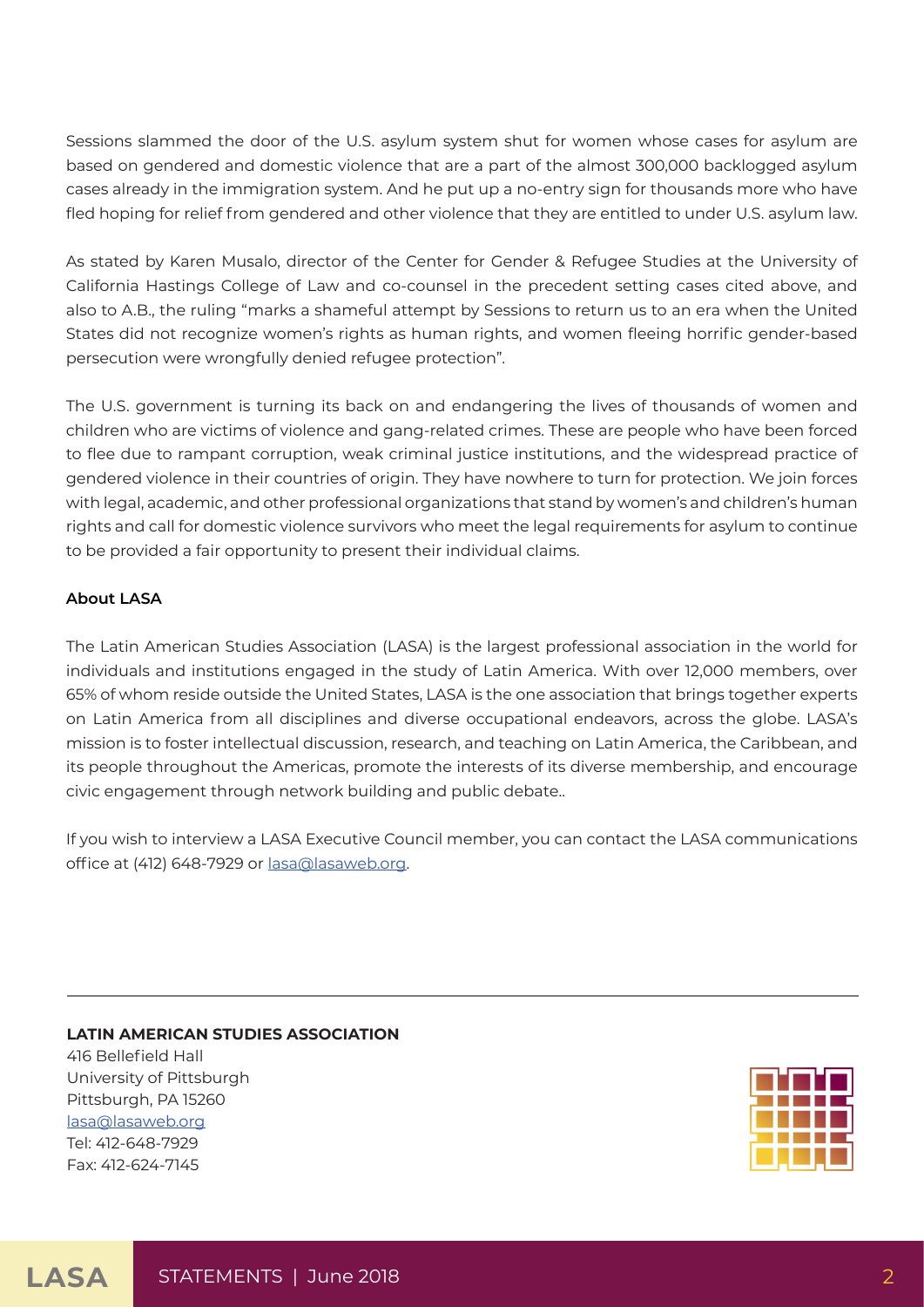Sessions slammed the door of the U.S. asylum system shut for women whose cases for asylum are based on gendered and domestic violence that are a part of the almost 300,000 backlogged asylum cases already in the immigration system. And he put up a no-entry sign for thousands more who have fled hoping for relief from gendered and other violence that they are entitled to under U.S. asylum law.

As stated by Karen Musalo, director of the Center for Gender & Refugee Studies at the University of California Hastings College of Law and co-counsel in the precedent setting cases cited above, and also to A.B., the ruling "marks a shameful attempt by Sessions to return us to an era when the United States did not recognize women's rights as human rights, and women fleeing horrific gender-based persecution were wrongfully denied refugee protection".

The U.S. government is turning its back on and endangering the lives of thousands of women and children who are victims of violence and gang-related crimes. These are people who have been forced to flee due to rampant corruption, weak criminal justice institutions, and the widespread practice of gendered violence in their countries of origin. They have nowhere to turn for protection. We join forces with legal, academic, and other professional organizations that stand by women's and children's human rights and call for domestic violence survivors who meet the legal requirements for asylum to continue to be provided a fair opportunity to present their individual claims.

**About LASA**

The Latin American Studies Association (LASA) is the largest professional association in the world for individuals and institutions engaged in the study of Latin America. With over 12,000 members, over 65% of whom reside outside the United States, LASA is the one association that brings together experts on Latin America from all disciplines and diverse occupational endeavors, across the globe. LASA's mission is to foster intellectual discussion, research, and teaching on Latin America, the Caribbean, and its people throughout the Americas, promote the interests of its diverse membership, and encourage civic engagement through network building and public debate..

If you wish to interview a LASA Executive Council member, you can contact the LASA communications office at (412) 648-7929 or lasa@lasaweb.org.

---

**LATIN AMERICAN STUDIES ASSOCIATION**
416 Bellefield Hall
University of Pittsburgh
Pittsburgh, PA 15260
lasa@lasaweb.org
Tel: 412-648-7929
Fax: 412-624-7145